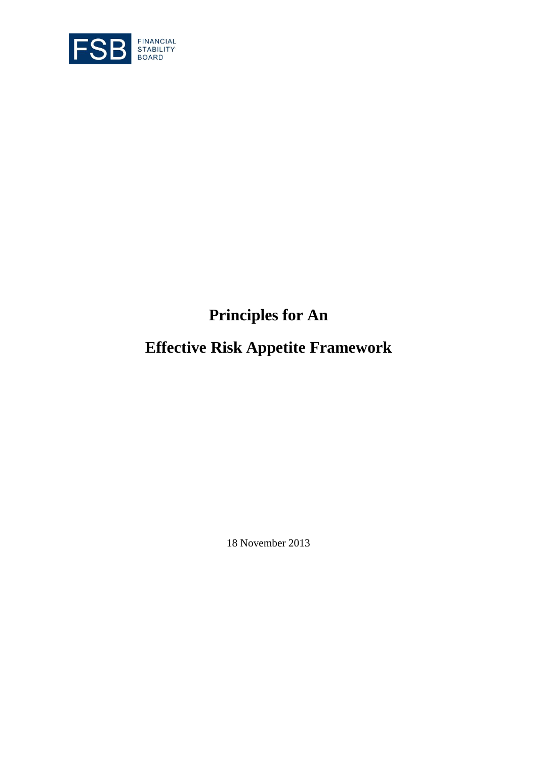FSB FINANCIAL STABILITY BOARD

# Principles for An Effective Risk Appetite Framework

18 November 2013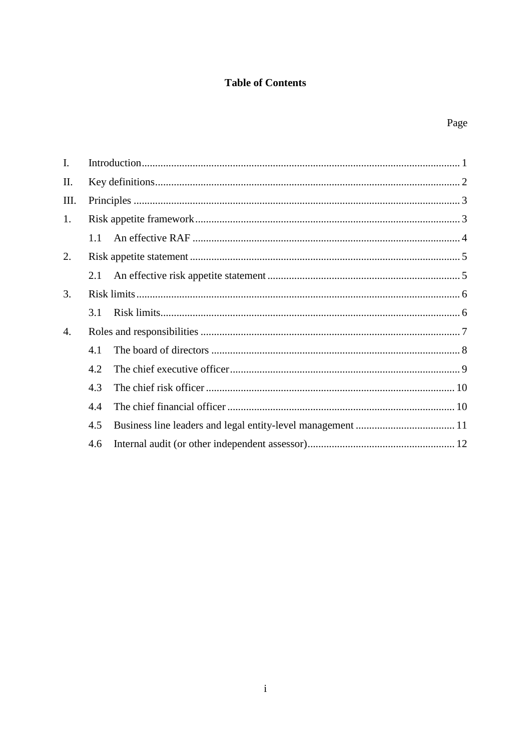# Table of Contents

| | | Page |
|---|---|---|
| I. | Introduction | 1 |
| II. | Key definitions | 2 |
| III. | Principles | 3 |
| 1. | Risk appetite framework | 3 |
| | 1.1 An effective RAF | 4 |
| 2. | Risk appetite statement | 5 |
| | 2.1 An effective risk appetite statement | 5 |
| 3. | Risk limits | 6 |
| | 3.1 Risk limits | 6 |
| 4. | Roles and responsibilities | 7 |
| | 4.1 The board of directors | 8 |
| | 4.2 The chief executive officer | 9 |
| | 4.3 The chief risk officer | 10 |
| | 4.4 The chief financial officer | 10 |
| | 4.5 Business line leaders and legal entity-level management | 11 |
| | 4.6 Internal audit (or other independent assessor) | 12 |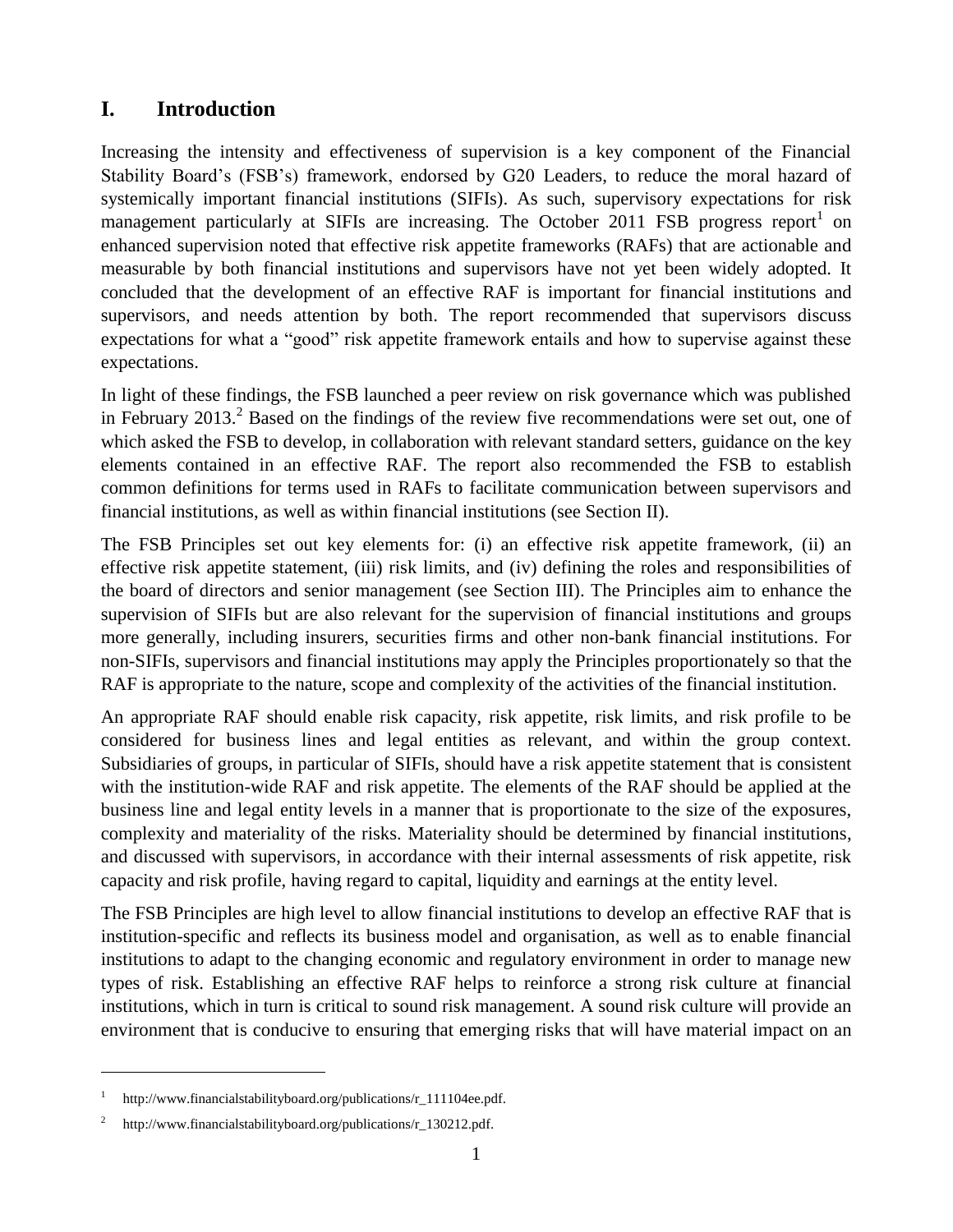## I. Introduction

Increasing the intensity and effectiveness of supervision is a key component of the Financial Stability Board's (FSB's) framework, endorsed by G20 Leaders, to reduce the moral hazard of systemically important financial institutions (SIFIs). As such, supervisory expectations for risk management particularly at SIFIs are increasing. The October 2011 FSB progress report[1] on enhanced supervision noted that effective risk appetite frameworks (RAFs) that are actionable and measurable by both financial institutions and supervisors have not yet been widely adopted. It concluded that the development of an effective RAF is important for financial institutions and supervisors, and needs attention by both. The report recommended that supervisors discuss expectations for what a "good" risk appetite framework entails and how to supervise against these expectations.

In light of these findings, the FSB launched a peer review on risk governance which was published in February 2013.[2] Based on the findings of the review five recommendations were set out, one of which asked the FSB to develop, in collaboration with relevant standard setters, guidance on the key elements contained in an effective RAF. The report also recommended the FSB to establish common definitions for terms used in RAFs to facilitate communication between supervisors and financial institutions, as well as within financial institutions (see Section II).

The FSB Principles set out key elements for: (i) an effective risk appetite framework, (ii) an effective risk appetite statement, (iii) risk limits, and (iv) defining the roles and responsibilities of the board of directors and senior management (see Section III). The Principles aim to enhance the supervision of SIFIs but are also relevant for the supervision of financial institutions and groups more generally, including insurers, securities firms and other non-bank financial institutions. For non-SIFIs, supervisors and financial institutions may apply the Principles proportionately so that the RAF is appropriate to the nature, scope and complexity of the activities of the financial institution.

An appropriate RAF should enable risk capacity, risk appetite, risk limits, and risk profile to be considered for business lines and legal entities as relevant, and within the group context. Subsidiaries of groups, in particular of SIFIs, should have a risk appetite statement that is consistent with the institution-wide RAF and risk appetite. The elements of the RAF should be applied at the business line and legal entity levels in a manner that is proportionate to the size of the exposures, complexity and materiality of the risks. Materiality should be determined by financial institutions, and discussed with supervisors, in accordance with their internal assessments of risk appetite, risk capacity and risk profile, having regard to capital, liquidity and earnings at the entity level.

The FSB Principles are high level to allow financial institutions to develop an effective RAF that is institution-specific and reflects its business model and organisation, as well as to enable financial institutions to adapt to the changing economic and regulatory environment in order to manage new types of risk. Establishing an effective RAF helps to reinforce a strong risk culture at financial institutions, which in turn is critical to sound risk management. A sound risk culture will provide an environment that is conducive to ensuring that emerging risks that will have material impact on an

---

[1] http://www.financialstabilityboard.org/publications/r_111104ee.pdf.

[2] http://www.financialstabilityboard.org/publications/r_130212.pdf.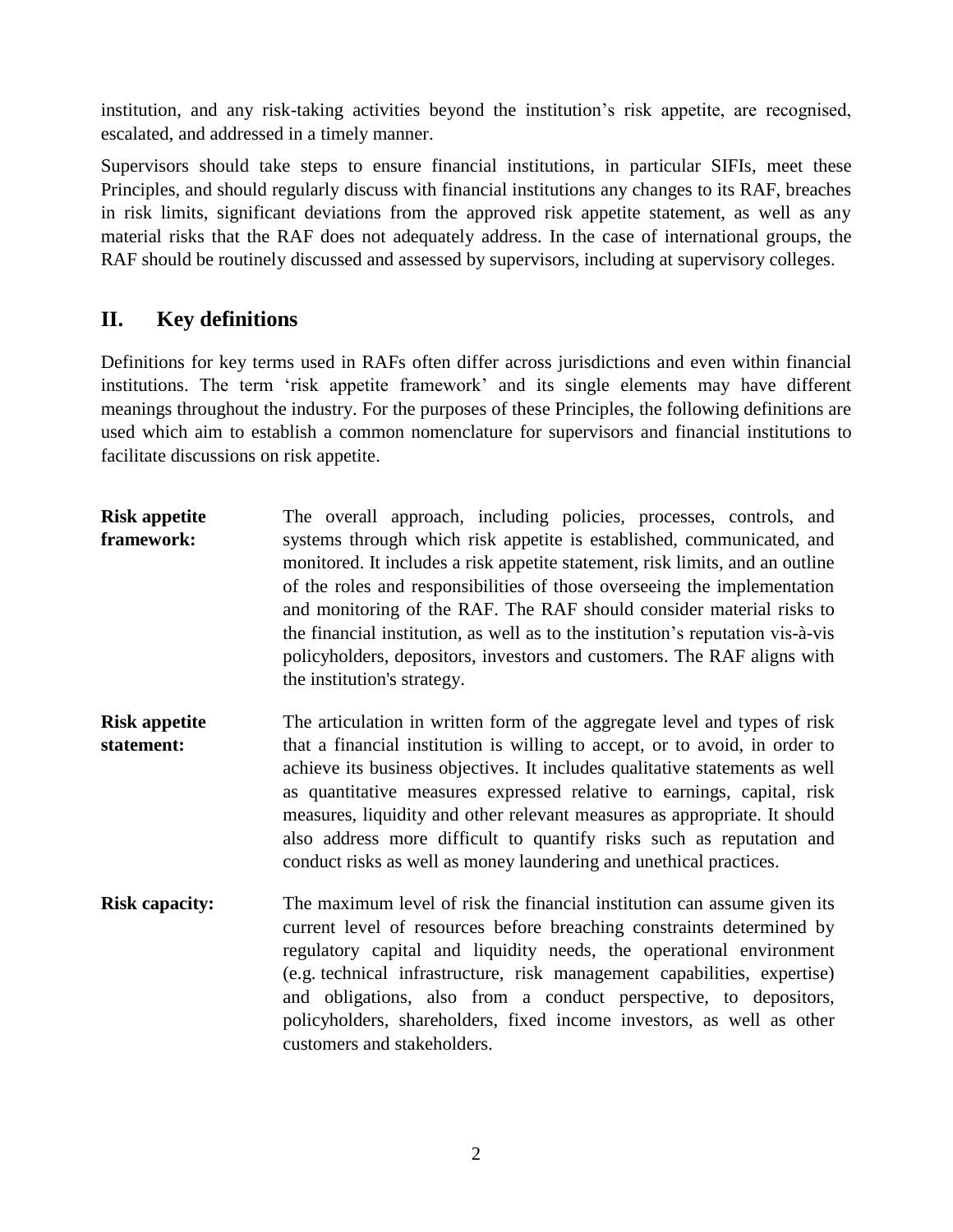institution, and any risk-taking activities beyond the institution's risk appetite, are recognised, escalated, and addressed in a timely manner.

Supervisors should take steps to ensure financial institutions, in particular SIFIs, meet these Principles, and should regularly discuss with financial institutions any changes to its RAF, breaches in risk limits, significant deviations from the approved risk appetite statement, as well as any material risks that the RAF does not adequately address. In the case of international groups, the RAF should be routinely discussed and assessed by supervisors, including at supervisory colleges.

## II. Key definitions

Definitions for key terms used in RAFs often differ across jurisdictions and even within financial institutions. The term 'risk appetite framework' and its single elements may have different meanings throughout the industry. For the purposes of these Principles, the following definitions are used which aim to establish a common nomenclature for supervisors and financial institutions to facilitate discussions on risk appetite.

**Risk appetite framework:** The overall approach, including policies, processes, controls, and systems through which risk appetite is established, communicated, and monitored. It includes a risk appetite statement, risk limits, and an outline of the roles and responsibilities of those overseeing the implementation and monitoring of the RAF. The RAF should consider material risks to the financial institution, as well as to the institution's reputation vis-à-vis policyholders, depositors, investors and customers. The RAF aligns with the institution's strategy.

**Risk appetite statement:** The articulation in written form of the aggregate level and types of risk that a financial institution is willing to accept, or to avoid, in order to achieve its business objectives. It includes qualitative statements as well as quantitative measures expressed relative to earnings, capital, risk measures, liquidity and other relevant measures as appropriate. It should also address more difficult to quantify risks such as reputation and conduct risks as well as money laundering and unethical practices.

**Risk capacity:** The maximum level of risk the financial institution can assume given its current level of resources before breaching constraints determined by regulatory capital and liquidity needs, the operational environment (e.g. technical infrastructure, risk management capabilities, expertise) and obligations, also from a conduct perspective, to depositors, policyholders, shareholders, fixed income investors, as well as other customers and stakeholders.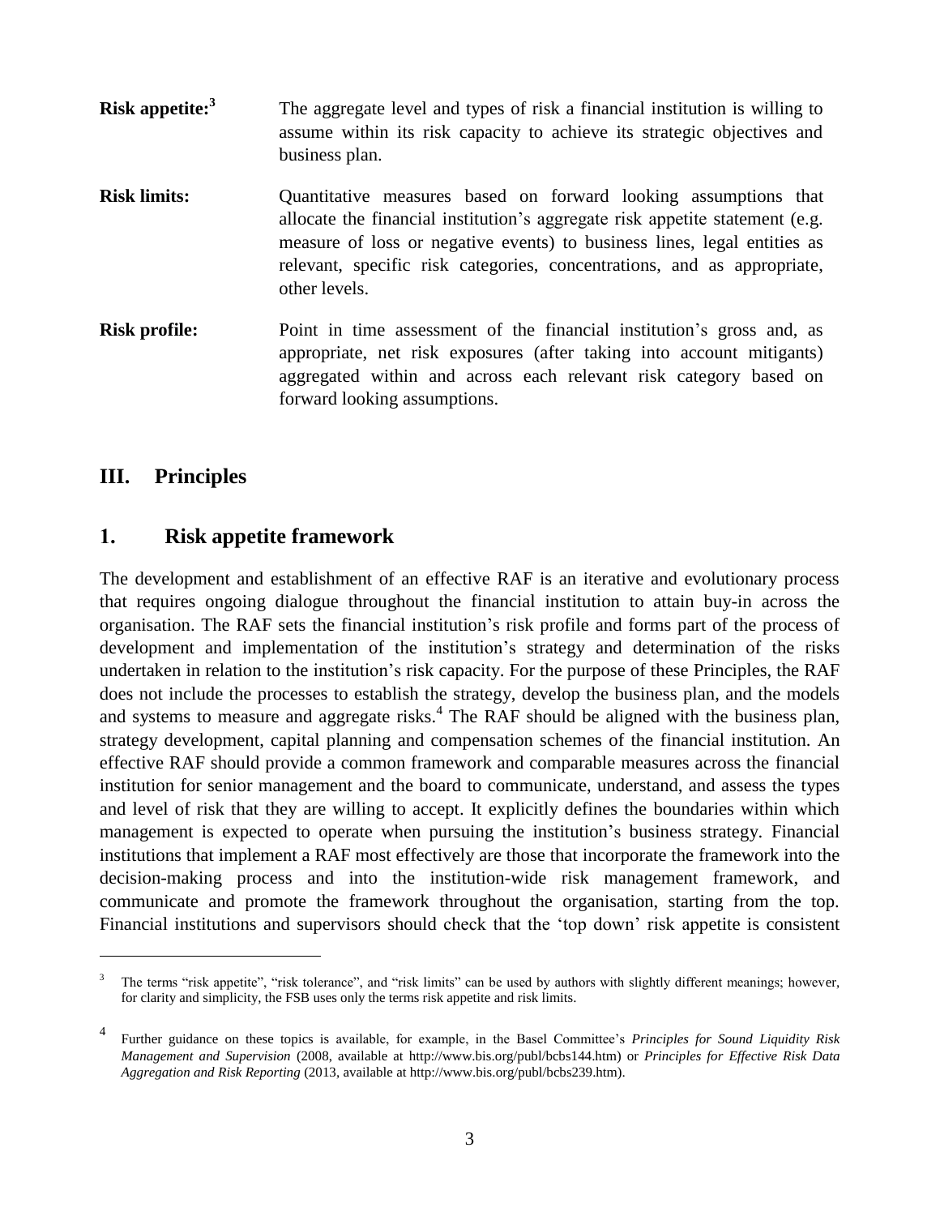**Risk appetite:**[3] The aggregate level and types of risk a financial institution is willing to assume within its risk capacity to achieve its strategic objectives and business plan.

**Risk limits:** Quantitative measures based on forward looking assumptions that allocate the financial institution's aggregate risk appetite statement (e.g. measure of loss or negative events) to business lines, legal entities as relevant, specific risk categories, concentrations, and as appropriate, other levels.

**Risk profile:** Point in time assessment of the financial institution's gross and, as appropriate, net risk exposures (after taking into account mitigants) aggregated within and across each relevant risk category based on forward looking assumptions.

## III. Principles

### 1. Risk appetite framework

The development and establishment of an effective RAF is an iterative and evolutionary process that requires ongoing dialogue throughout the financial institution to attain buy-in across the organisation. The RAF sets the financial institution's risk profile and forms part of the process of development and implementation of the institution's strategy and determination of the risks undertaken in relation to the institution's risk capacity. For the purpose of these Principles, the RAF does not include the processes to establish the strategy, develop the business plan, and the models and systems to measure and aggregate risks.[4] The RAF should be aligned with the business plan, strategy development, capital planning and compensation schemes of the financial institution. An effective RAF should provide a common framework and comparable measures across the financial institution for senior management and the board to communicate, understand, and assess the types and level of risk that they are willing to accept. It explicitly defines the boundaries within which management is expected to operate when pursuing the institution's business strategy. Financial institutions that implement a RAF most effectively are those that incorporate the framework into the decision-making process and into the institution-wide risk management framework, and communicate and promote the framework throughout the organisation, starting from the top. Financial institutions and supervisors should check that the 'top down' risk appetite is consistent

---

[3] The terms "risk appetite", "risk tolerance", and "risk limits" can be used by authors with slightly different meanings; however, for clarity and simplicity, the FSB uses only the terms risk appetite and risk limits.

[4] Further guidance on these topics is available, for example, in the Basel Committee's *Principles for Sound Liquidity Risk Management and Supervision* (2008, available at http://www.bis.org/publ/bcbs144.htm) or *Principles for Effective Risk Data Aggregation and Risk Reporting* (2013, available at http://www.bis.org/publ/bcbs239.htm).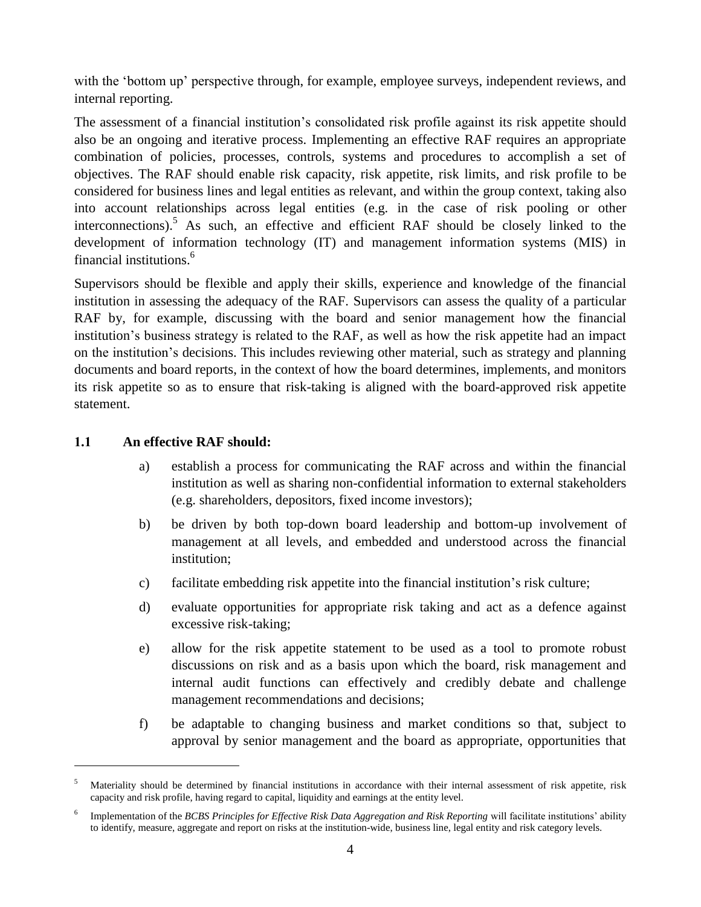with the 'bottom up' perspective through, for example, employee surveys, independent reviews, and internal reporting.

The assessment of a financial institution's consolidated risk profile against its risk appetite should also be an ongoing and iterative process. Implementing an effective RAF requires an appropriate combination of policies, processes, controls, systems and procedures to accomplish a set of objectives. The RAF should enable risk capacity, risk appetite, risk limits, and risk profile to be considered for business lines and legal entities as relevant, and within the group context, taking also into account relationships across legal entities (e.g. in the case of risk pooling or other interconnections).[5] As such, an effective and efficient RAF should be closely linked to the development of information technology (IT) and management information systems (MIS) in financial institutions.[6]

Supervisors should be flexible and apply their skills, experience and knowledge of the financial institution in assessing the adequacy of the RAF. Supervisors can assess the quality of a particular RAF by, for example, discussing with the board and senior management how the financial institution's business strategy is related to the RAF, as well as how the risk appetite had an impact on the institution's decisions. This includes reviewing other material, such as strategy and planning documents and board reports, in the context of how the board determines, implements, and monitors its risk appetite so as to ensure that risk-taking is aligned with the board-approved risk appetite statement.

### 1.1 An effective RAF should:

a) establish a process for communicating the RAF across and within the financial institution as well as sharing non-confidential information to external stakeholders (e.g. shareholders, depositors, fixed income investors);

b) be driven by both top-down board leadership and bottom-up involvement of management at all levels, and embedded and understood across the financial institution;

c) facilitate embedding risk appetite into the financial institution's risk culture;

d) evaluate opportunities for appropriate risk taking and act as a defence against excessive risk-taking;

e) allow for the risk appetite statement to be used as a tool to promote robust discussions on risk and as a basis upon which the board, risk management and internal audit functions can effectively and credibly debate and challenge management recommendations and decisions;

f) be adaptable to changing business and market conditions so that, subject to approval by senior management and the board as appropriate, opportunities that

---

[5] Materiality should be determined by financial institutions in accordance with their internal assessment of risk appetite, risk capacity and risk profile, having regard to capital, liquidity and earnings at the entity level.

[6] Implementation of the *BCBS Principles for Effective Risk Data Aggregation and Risk Reporting* will facilitate institutions' ability to identify, measure, aggregate and report on risks at the institution-wide, business line, legal entity and risk category levels.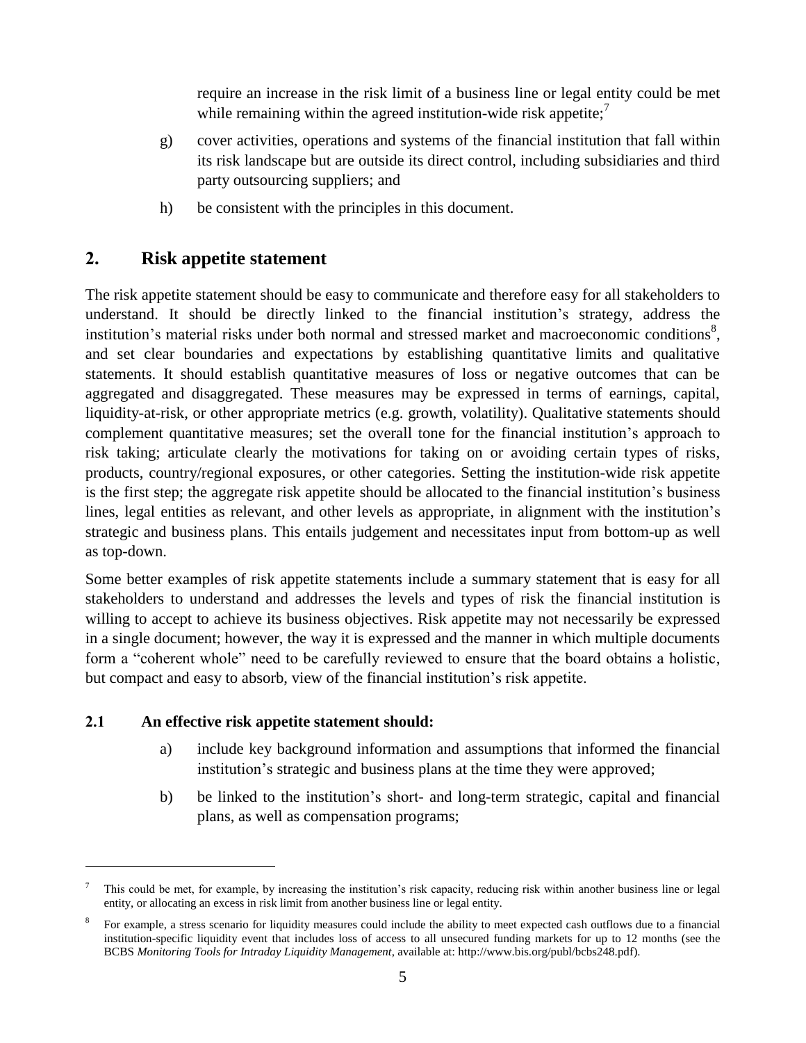require an increase in the risk limit of a business line or legal entity could be met while remaining within the agreed institution-wide risk appetite;[7]

g) cover activities, operations and systems of the financial institution that fall within its risk landscape but are outside its direct control, including subsidiaries and third party outsourcing suppliers; and

h) be consistent with the principles in this document.

## 2. Risk appetite statement

The risk appetite statement should be easy to communicate and therefore easy for all stakeholders to understand. It should be directly linked to the financial institution's strategy, address the institution's material risks under both normal and stressed market and macroeconomic conditions[8], and set clear boundaries and expectations by establishing quantitative limits and qualitative statements. It should establish quantitative measures of loss or negative outcomes that can be aggregated and disaggregated. These measures may be expressed in terms of earnings, capital, liquidity-at-risk, or other appropriate metrics (e.g. growth, volatility). Qualitative statements should complement quantitative measures; set the overall tone for the financial institution's approach to risk taking; articulate clearly the motivations for taking on or avoiding certain types of risks, products, country/regional exposures, or other categories. Setting the institution-wide risk appetite is the first step; the aggregate risk appetite should be allocated to the financial institution's business lines, legal entities as relevant, and other levels as appropriate, in alignment with the institution's strategic and business plans. This entails judgement and necessitates input from bottom-up as well as top-down.

Some better examples of risk appetite statements include a summary statement that is easy for all stakeholders to understand and addresses the levels and types of risk the financial institution is willing to accept to achieve its business objectives. Risk appetite may not necessarily be expressed in a single document; however, the way it is expressed and the manner in which multiple documents form a "coherent whole" need to be carefully reviewed to ensure that the board obtains a holistic, but compact and easy to absorb, view of the financial institution's risk appetite.

### 2.1 An effective risk appetite statement should:

a) include key background information and assumptions that informed the financial institution's strategic and business plans at the time they were approved;

b) be linked to the institution's short- and long-term strategic, capital and financial plans, as well as compensation programs;

---

[7] This could be met, for example, by increasing the institution's risk capacity, reducing risk within another business line or legal entity, or allocating an excess in risk limit from another business line or legal entity.

[8] For example, a stress scenario for liquidity measures could include the ability to meet expected cash outflows due to a financial institution-specific liquidity event that includes loss of access to all unsecured funding markets for up to 12 months (see the BCBS *Monitoring Tools for Intraday Liquidity Management*, available at: http://www.bis.org/publ/bcbs248.pdf).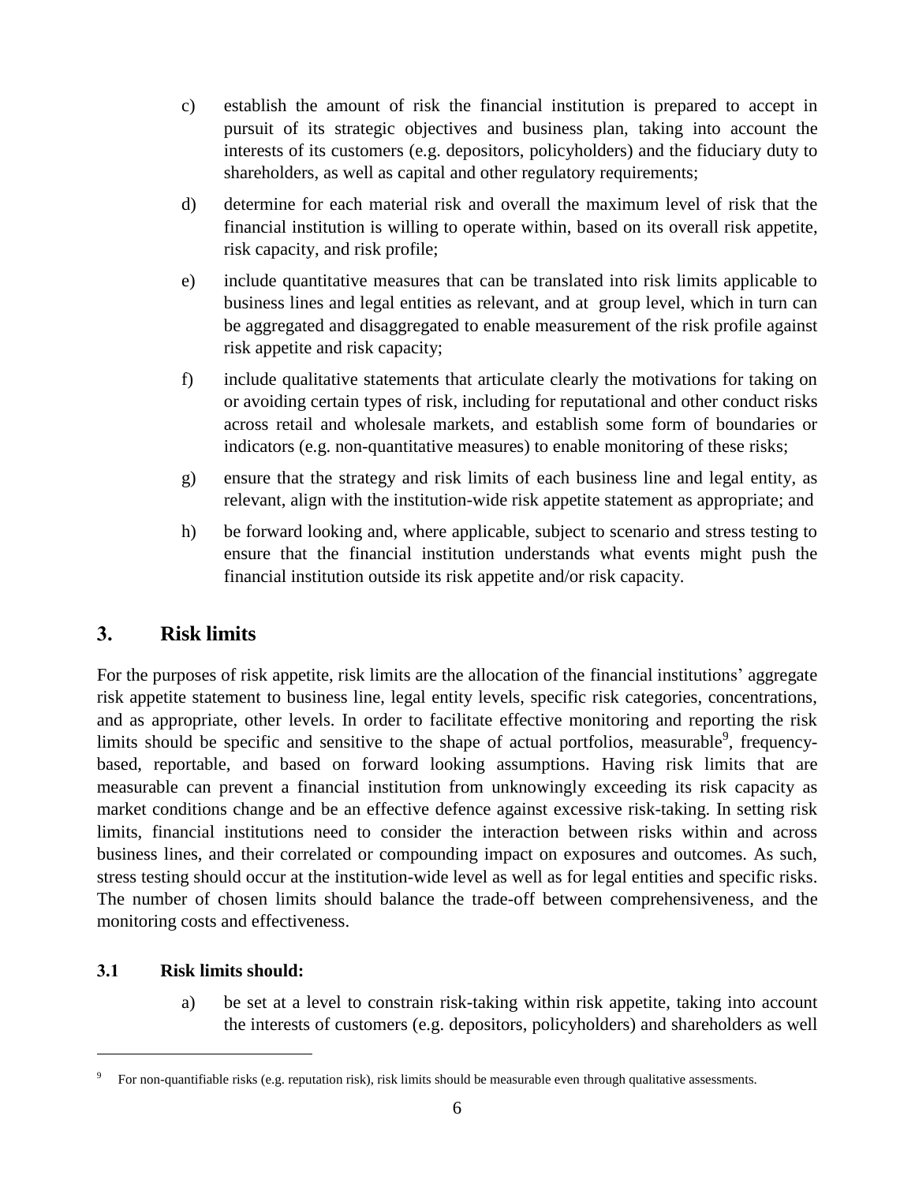c) establish the amount of risk the financial institution is prepared to accept in pursuit of its strategic objectives and business plan, taking into account the interests of its customers (e.g. depositors, policyholders) and the fiduciary duty to shareholders, as well as capital and other regulatory requirements;

d) determine for each material risk and overall the maximum level of risk that the financial institution is willing to operate within, based on its overall risk appetite, risk capacity, and risk profile;

e) include quantitative measures that can be translated into risk limits applicable to business lines and legal entities as relevant, and at group level, which in turn can be aggregated and disaggregated to enable measurement of the risk profile against risk appetite and risk capacity;

f) include qualitative statements that articulate clearly the motivations for taking on or avoiding certain types of risk, including for reputational and other conduct risks across retail and wholesale markets, and establish some form of boundaries or indicators (e.g. non-quantitative measures) to enable monitoring of these risks;

g) ensure that the strategy and risk limits of each business line and legal entity, as relevant, align with the institution-wide risk appetite statement as appropriate; and

h) be forward looking and, where applicable, subject to scenario and stress testing to ensure that the financial institution understands what events might push the financial institution outside its risk appetite and/or risk capacity.

## 3. Risk limits

For the purposes of risk appetite, risk limits are the allocation of the financial institutions' aggregate risk appetite statement to business line, legal entity levels, specific risk categories, concentrations, and as appropriate, other levels. In order to facilitate effective monitoring and reporting the risk limits should be specific and sensitive to the shape of actual portfolios, measurable[9], frequency-based, reportable, and based on forward looking assumptions. Having risk limits that are measurable can prevent a financial institution from unknowingly exceeding its risk capacity as market conditions change and be an effective defence against excessive risk-taking. In setting risk limits, financial institutions need to consider the interaction between risks within and across business lines, and their correlated or compounding impact on exposures and outcomes. As such, stress testing should occur at the institution-wide level as well as for legal entities and specific risks. The number of chosen limits should balance the trade-off between comprehensiveness, and the monitoring costs and effectiveness.

### 3.1 Risk limits should:

a) be set at a level to constrain risk-taking within risk appetite, taking into account the interests of customers (e.g. depositors, policyholders) and shareholders as well

[9] For non-quantifiable risks (e.g. reputation risk), risk limits should be measurable even through qualitative assessments.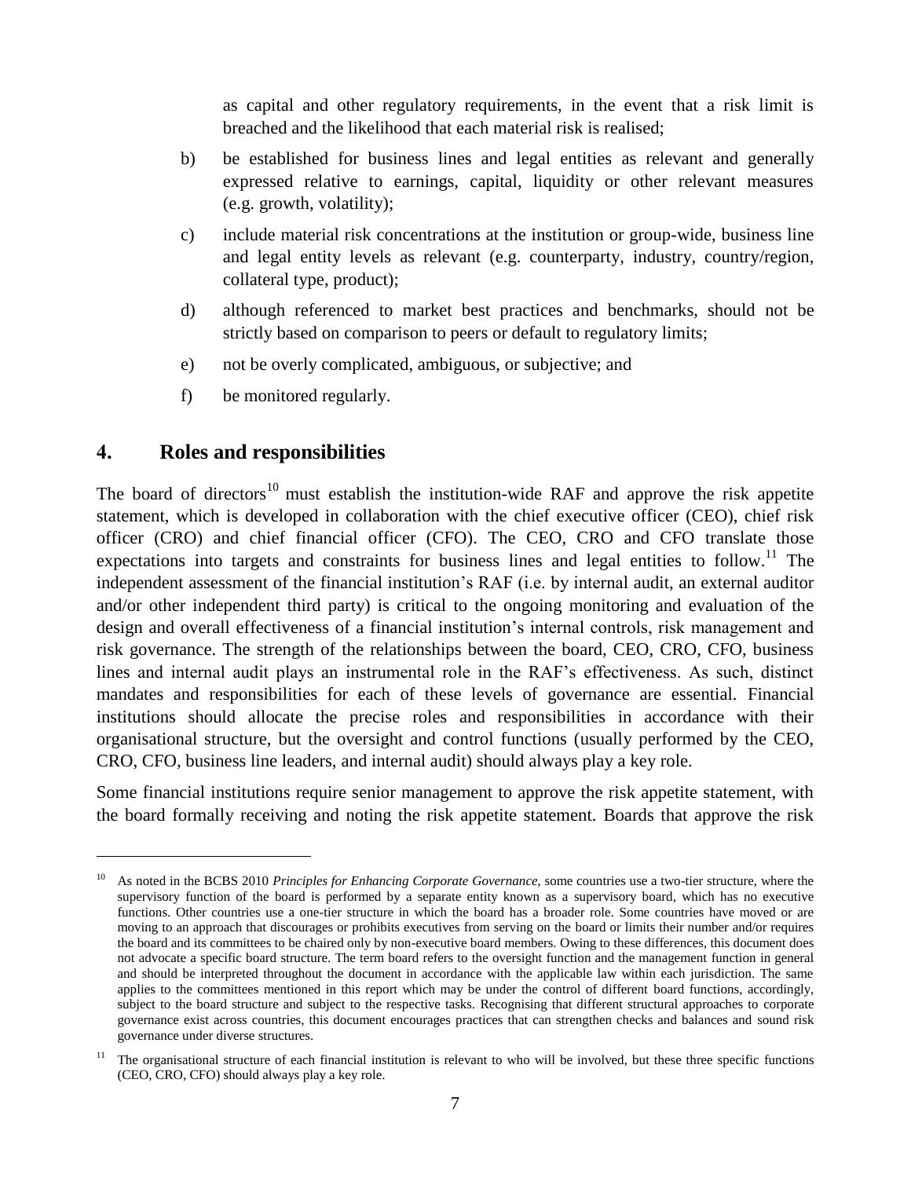as capital and other regulatory requirements, in the event that a risk limit is breached and the likelihood that each material risk is realised;

b) be established for business lines and legal entities as relevant and generally expressed relative to earnings, capital, liquidity or other relevant measures (e.g. growth, volatility);

c) include material risk concentrations at the institution or group-wide, business line and legal entity levels as relevant (e.g. counterparty, industry, country/region, collateral type, product);

d) although referenced to market best practices and benchmarks, should not be strictly based on comparison to peers or default to regulatory limits;

e) not be overly complicated, ambiguous, or subjective; and

f) be monitored regularly.

## 4. Roles and responsibilities

The board of directors[10] must establish the institution-wide RAF and approve the risk appetite statement, which is developed in collaboration with the chief executive officer (CEO), chief risk officer (CRO) and chief financial officer (CFO). The CEO, CRO and CFO translate those expectations into targets and constraints for business lines and legal entities to follow.[11] The independent assessment of the financial institution's RAF (i.e. by internal audit, an external auditor and/or other independent third party) is critical to the ongoing monitoring and evaluation of the design and overall effectiveness of a financial institution's internal controls, risk management and risk governance. The strength of the relationships between the board, CEO, CRO, CFO, business lines and internal audit plays an instrumental role in the RAF's effectiveness. As such, distinct mandates and responsibilities for each of these levels of governance are essential. Financial institutions should allocate the precise roles and responsibilities in accordance with their organisational structure, but the oversight and control functions (usually performed by the CEO, CRO, CFO, business line leaders, and internal audit) should always play a key role.

Some financial institutions require senior management to approve the risk appetite statement, with the board formally receiving and noting the risk appetite statement. Boards that approve the risk

[10] As noted in the BCBS 2010 *Principles for Enhancing Corporate Governance*, some countries use a two-tier structure, where the supervisory function of the board is performed by a separate entity known as a supervisory board, which has no executive functions. Other countries use a one-tier structure in which the board has a broader role. Some countries have moved or are moving to an approach that discourages or prohibits executives from serving on the board or limits their number and/or requires the board and its committees to be chaired only by non-executive board members. Owing to these differences, this document does not advocate a specific board structure. The term board refers to the oversight function and the management function in general and should be interpreted throughout the document in accordance with the applicable law within each jurisdiction. The same applies to the committees mentioned in this report which may be under the control of different board functions, accordingly, subject to the board structure and subject to the respective tasks. Recognising that different structural approaches to corporate governance exist across countries, this document encourages practices that can strengthen checks and balances and sound risk governance under diverse structures.

[11] The organisational structure of each financial institution is relevant to who will be involved, but these three specific functions (CEO, CRO, CFO) should always play a key role.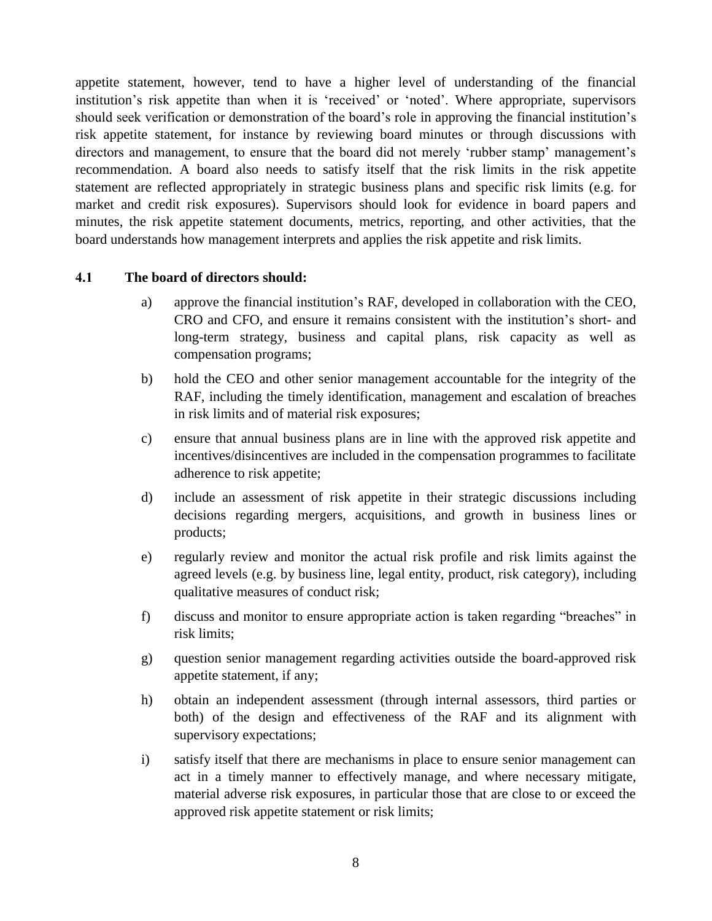appetite statement, however, tend to have a higher level of understanding of the financial institution's risk appetite than when it is 'received' or 'noted'. Where appropriate, supervisors should seek verification or demonstration of the board's role in approving the financial institution's risk appetite statement, for instance by reviewing board minutes or through discussions with directors and management, to ensure that the board did not merely 'rubber stamp' management's recommendation. A board also needs to satisfy itself that the risk limits in the risk appetite statement are reflected appropriately in strategic business plans and specific risk limits (e.g. for market and credit risk exposures). Supervisors should look for evidence in board papers and minutes, the risk appetite statement documents, metrics, reporting, and other activities, that the board understands how management interprets and applies the risk appetite and risk limits.

**4.1 The board of directors should:**

a) approve the financial institution's RAF, developed in collaboration with the CEO, CRO and CFO, and ensure it remains consistent with the institution's short- and long-term strategy, business and capital plans, risk capacity as well as compensation programs;

b) hold the CEO and other senior management accountable for the integrity of the RAF, including the timely identification, management and escalation of breaches in risk limits and of material risk exposures;

c) ensure that annual business plans are in line with the approved risk appetite and incentives/disincentives are included in the compensation programmes to facilitate adherence to risk appetite;

d) include an assessment of risk appetite in their strategic discussions including decisions regarding mergers, acquisitions, and growth in business lines or products;

e) regularly review and monitor the actual risk profile and risk limits against the agreed levels (e.g. by business line, legal entity, product, risk category), including qualitative measures of conduct risk;

f) discuss and monitor to ensure appropriate action is taken regarding "breaches" in risk limits;

g) question senior management regarding activities outside the board-approved risk appetite statement, if any;

h) obtain an independent assessment (through internal assessors, third parties or both) of the design and effectiveness of the RAF and its alignment with supervisory expectations;

i) satisfy itself that there are mechanisms in place to ensure senior management can act in a timely manner to effectively manage, and where necessary mitigate, material adverse risk exposures, in particular those that are close to or exceed the approved risk appetite statement or risk limits;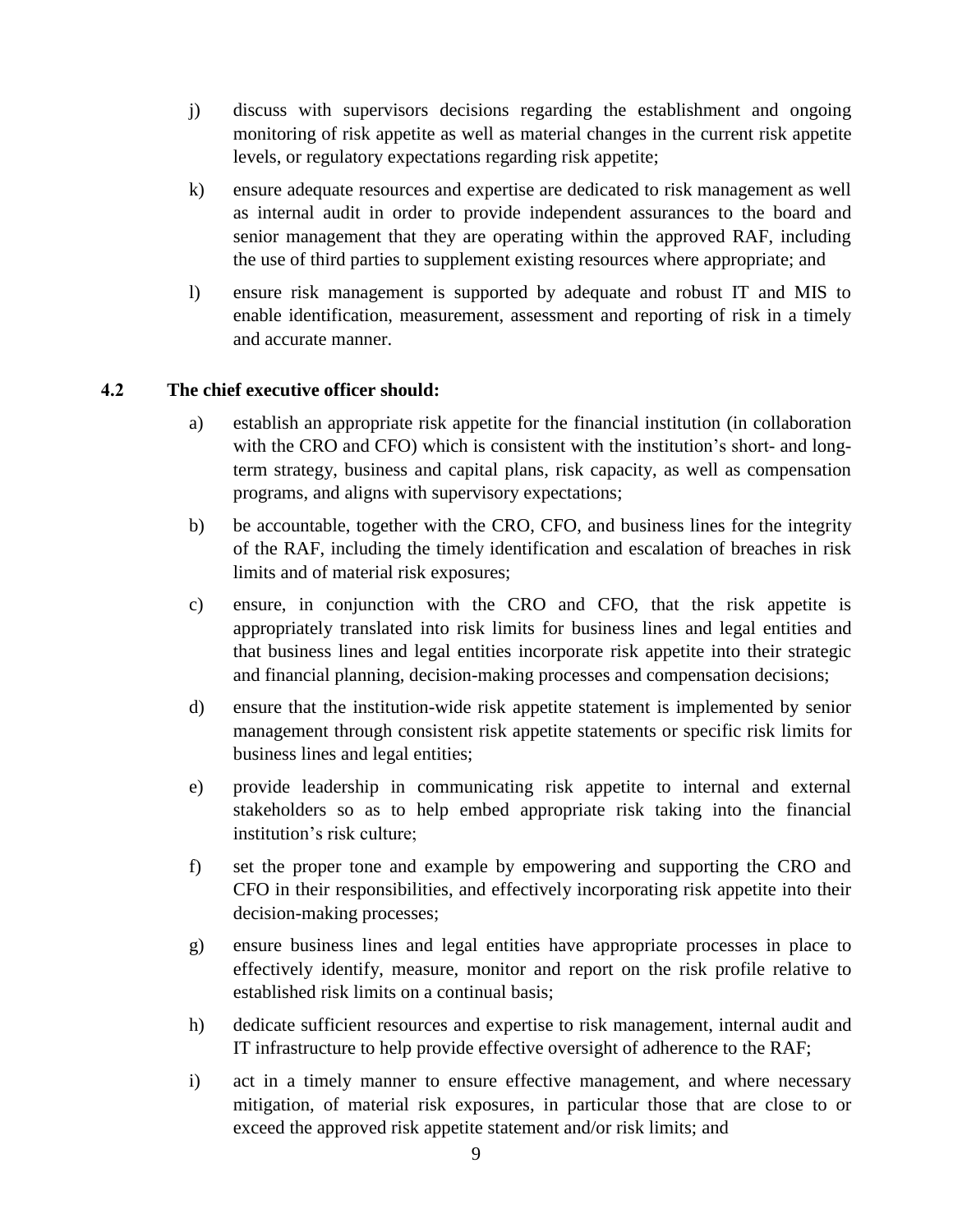j) discuss with supervisors decisions regarding the establishment and ongoing monitoring of risk appetite as well as material changes in the current risk appetite levels, or regulatory expectations regarding risk appetite;

k) ensure adequate resources and expertise are dedicated to risk management as well as internal audit in order to provide independent assurances to the board and senior management that they are operating within the approved RAF, including the use of third parties to supplement existing resources where appropriate; and

l) ensure risk management is supported by adequate and robust IT and MIS to enable identification, measurement, assessment and reporting of risk in a timely and accurate manner.

**4.2 The chief executive officer should:**

a) establish an appropriate risk appetite for the financial institution (in collaboration with the CRO and CFO) which is consistent with the institution's short- and long-term strategy, business and capital plans, risk capacity, as well as compensation programs, and aligns with supervisory expectations;

b) be accountable, together with the CRO, CFO, and business lines for the integrity of the RAF, including the timely identification and escalation of breaches in risk limits and of material risk exposures;

c) ensure, in conjunction with the CRO and CFO, that the risk appetite is appropriately translated into risk limits for business lines and legal entities and that business lines and legal entities incorporate risk appetite into their strategic and financial planning, decision-making processes and compensation decisions;

d) ensure that the institution-wide risk appetite statement is implemented by senior management through consistent risk appetite statements or specific risk limits for business lines and legal entities;

e) provide leadership in communicating risk appetite to internal and external stakeholders so as to help embed appropriate risk taking into the financial institution's risk culture;

f) set the proper tone and example by empowering and supporting the CRO and CFO in their responsibilities, and effectively incorporating risk appetite into their decision-making processes;

g) ensure business lines and legal entities have appropriate processes in place to effectively identify, measure, monitor and report on the risk profile relative to established risk limits on a continual basis;

h) dedicate sufficient resources and expertise to risk management, internal audit and IT infrastructure to help provide effective oversight of adherence to the RAF;

i) act in a timely manner to ensure effective management, and where necessary mitigation, of material risk exposures, in particular those that are close to or exceed the approved risk appetite statement and/or risk limits; and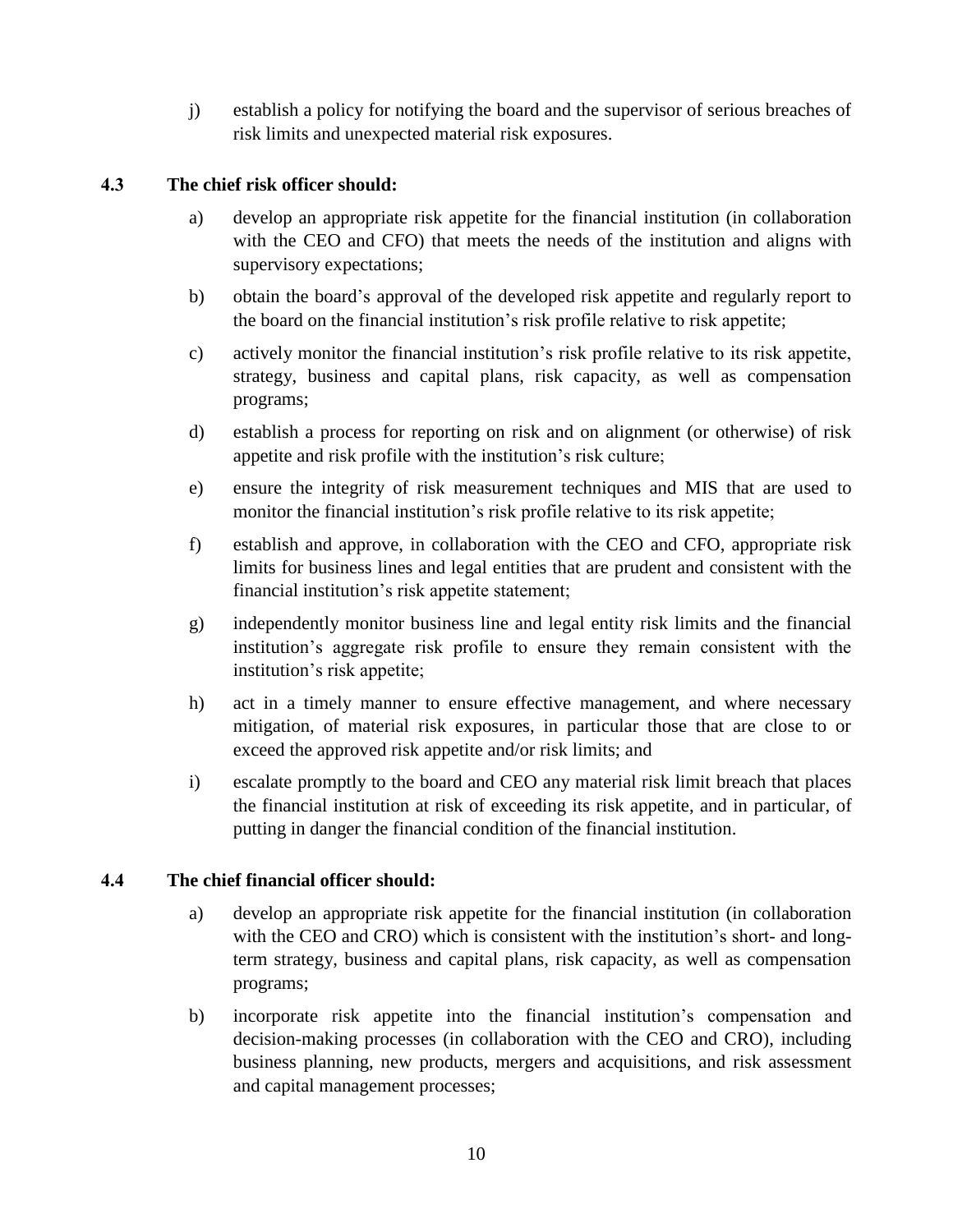j) establish a policy for notifying the board and the supervisor of serious breaches of risk limits and unexpected material risk exposures.

**4.3 The chief risk officer should:**

a) develop an appropriate risk appetite for the financial institution (in collaboration with the CEO and CFO) that meets the needs of the institution and aligns with supervisory expectations;

b) obtain the board's approval of the developed risk appetite and regularly report to the board on the financial institution's risk profile relative to risk appetite;

c) actively monitor the financial institution's risk profile relative to its risk appetite, strategy, business and capital plans, risk capacity, as well as compensation programs;

d) establish a process for reporting on risk and on alignment (or otherwise) of risk appetite and risk profile with the institution's risk culture;

e) ensure the integrity of risk measurement techniques and MIS that are used to monitor the financial institution's risk profile relative to its risk appetite;

f) establish and approve, in collaboration with the CEO and CFO, appropriate risk limits for business lines and legal entities that are prudent and consistent with the financial institution's risk appetite statement;

g) independently monitor business line and legal entity risk limits and the financial institution's aggregate risk profile to ensure they remain consistent with the institution's risk appetite;

h) act in a timely manner to ensure effective management, and where necessary mitigation, of material risk exposures, in particular those that are close to or exceed the approved risk appetite and/or risk limits; and

i) escalate promptly to the board and CEO any material risk limit breach that places the financial institution at risk of exceeding its risk appetite, and in particular, of putting in danger the financial condition of the financial institution.

**4.4 The chief financial officer should:**

a) develop an appropriate risk appetite for the financial institution (in collaboration with the CEO and CRO) which is consistent with the institution's short- and long-term strategy, business and capital plans, risk capacity, as well as compensation programs;

b) incorporate risk appetite into the financial institution's compensation and decision-making processes (in collaboration with the CEO and CRO), including business planning, new products, mergers and acquisitions, and risk assessment and capital management processes;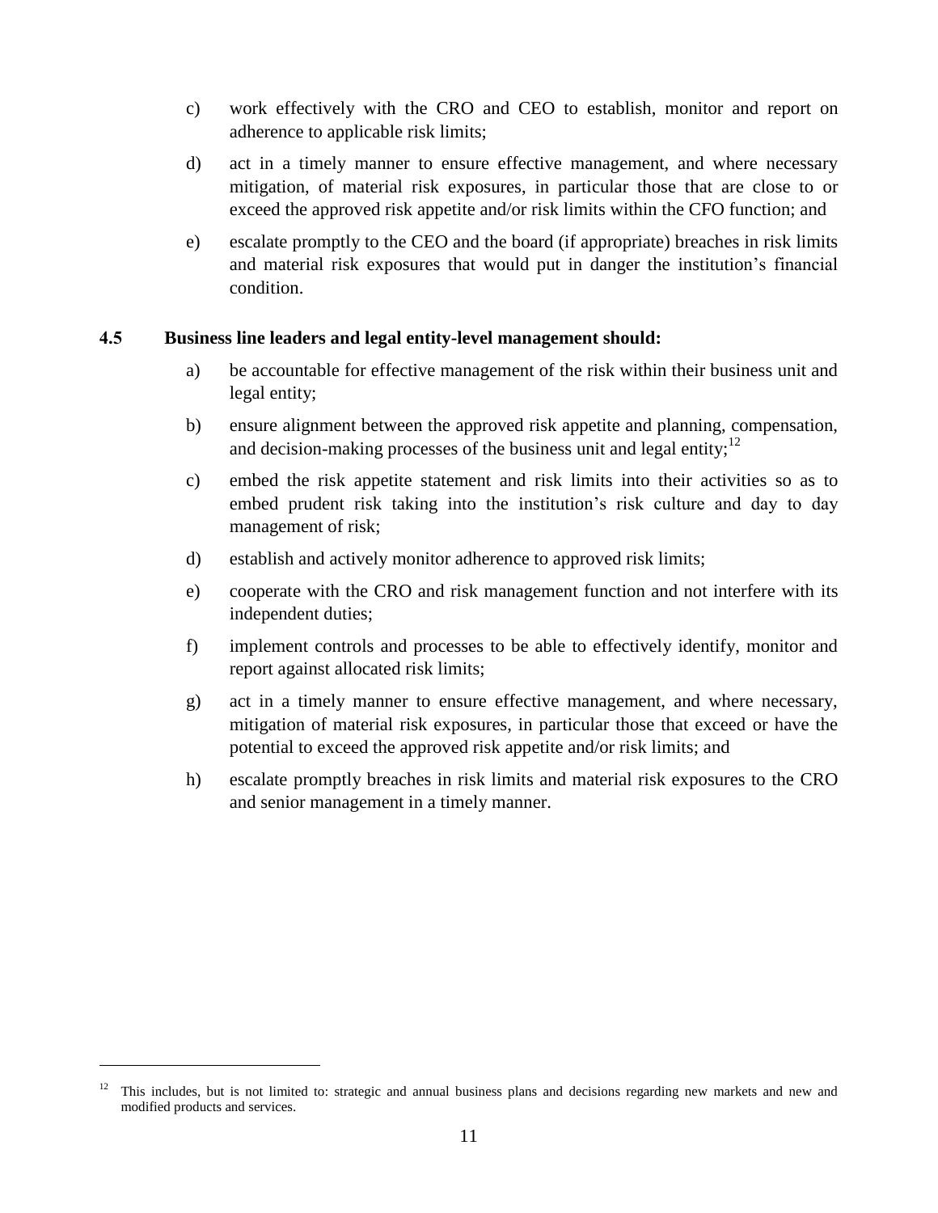c) work effectively with the CRO and CEO to establish, monitor and report on adherence to applicable risk limits;

d) act in a timely manner to ensure effective management, and where necessary mitigation, of material risk exposures, in particular those that are close to or exceed the approved risk appetite and/or risk limits within the CFO function; and

e) escalate promptly to the CEO and the board (if appropriate) breaches in risk limits and material risk exposures that would put in danger the institution's financial condition.

**4.5 Business line leaders and legal entity-level management should:**

a) be accountable for effective management of the risk within their business unit and legal entity;

b) ensure alignment between the approved risk appetite and planning, compensation, and decision-making processes of the business unit and legal entity;[12]

c) embed the risk appetite statement and risk limits into their activities so as to embed prudent risk taking into the institution's risk culture and day to day management of risk;

d) establish and actively monitor adherence to approved risk limits;

e) cooperate with the CRO and risk management function and not interfere with its independent duties;

f) implement controls and processes to be able to effectively identify, monitor and report against allocated risk limits;

g) act in a timely manner to ensure effective management, and where necessary, mitigation of material risk exposures, in particular those that exceed or have the potential to exceed the approved risk appetite and/or risk limits; and

h) escalate promptly breaches in risk limits and material risk exposures to the CRO and senior management in a timely manner.

---

[12] This includes, but is not limited to: strategic and annual business plans and decisions regarding new markets and new and modified products and services.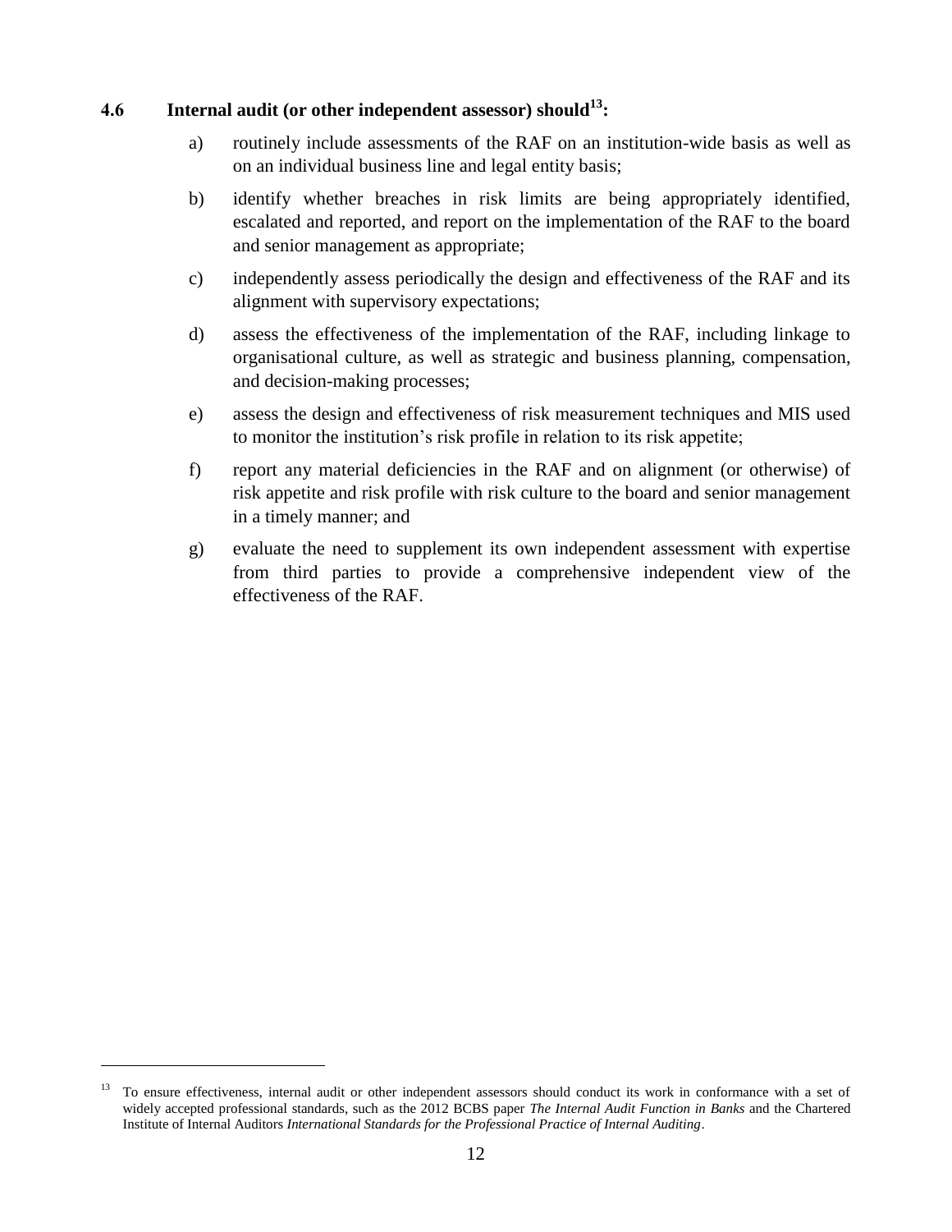### 4.6 Internal audit (or other independent assessor) should[13]:

a) routinely include assessments of the RAF on an institution-wide basis as well as on an individual business line and legal entity basis;

b) identify whether breaches in risk limits are being appropriately identified, escalated and reported, and report on the implementation of the RAF to the board and senior management as appropriate;

c) independently assess periodically the design and effectiveness of the RAF and its alignment with supervisory expectations;

d) assess the effectiveness of the implementation of the RAF, including linkage to organisational culture, as well as strategic and business planning, compensation, and decision-making processes;

e) assess the design and effectiveness of risk measurement techniques and MIS used to monitor the institution's risk profile in relation to its risk appetite;

f) report any material deficiencies in the RAF and on alignment (or otherwise) of risk appetite and risk profile with risk culture to the board and senior management in a timely manner; and

g) evaluate the need to supplement its own independent assessment with expertise from third parties to provide a comprehensive independent view of the effectiveness of the RAF.

---

[13] To ensure effectiveness, internal audit or other independent assessors should conduct its work in conformance with a set of widely accepted professional standards, such as the 2012 BCBS paper *The Internal Audit Function in Banks* and the Chartered Institute of Internal Auditors *International Standards for the Professional Practice of Internal Auditing*.